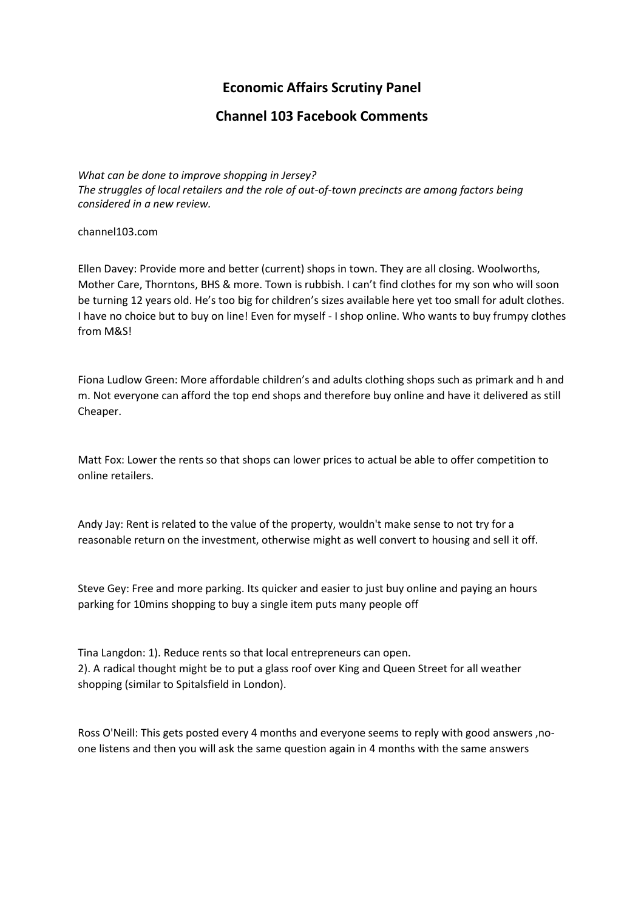# Economic Affairs Scrutiny Panel

## Channel 103 Facebook Comments

*What can be done to improve shopping in Jersey?*
*The struggles of local retailers and the role of out-of-town precincts are among factors being considered in a new review.*

channel103.com

Ellen Davey: Provide more and better (current) shops in town. They are all closing. Woolworths, Mother Care, Thorntons, BHS & more. Town is rubbish. I can't find clothes for my son who will soon be turning 12 years old. He's too big for children's sizes available here yet too small for adult clothes. I have no choice but to buy on line! Even for myself - I shop online. Who wants to buy frumpy clothes from M&S!

Fiona Ludlow Green: More affordable children's and adults clothing shops such as primark and h and m. Not everyone can afford the top end shops and therefore buy online and have it delivered as still Cheaper.

Matt Fox: Lower the rents so that shops can lower prices to actual be able to offer competition to online retailers.

Andy Jay: Rent is related to the value of the property, wouldn't make sense to not try for a reasonable return on the investment, otherwise might as well convert to housing and sell it off.

Steve Gey: Free and more parking. Its quicker and easier to just buy online and paying an hours parking for 10mins shopping to buy a single item puts many people off

Tina Langdon: 1). Reduce rents so that local entrepreneurs can open.
2). A radical thought might be to put a glass roof over King and Queen Street for all weather shopping (similar to Spitalsfield in London).

Ross O'Neill: This gets posted every 4 months and everyone seems to reply with good answers ,no-one listens and then you will ask the same question again in 4 months with the same answers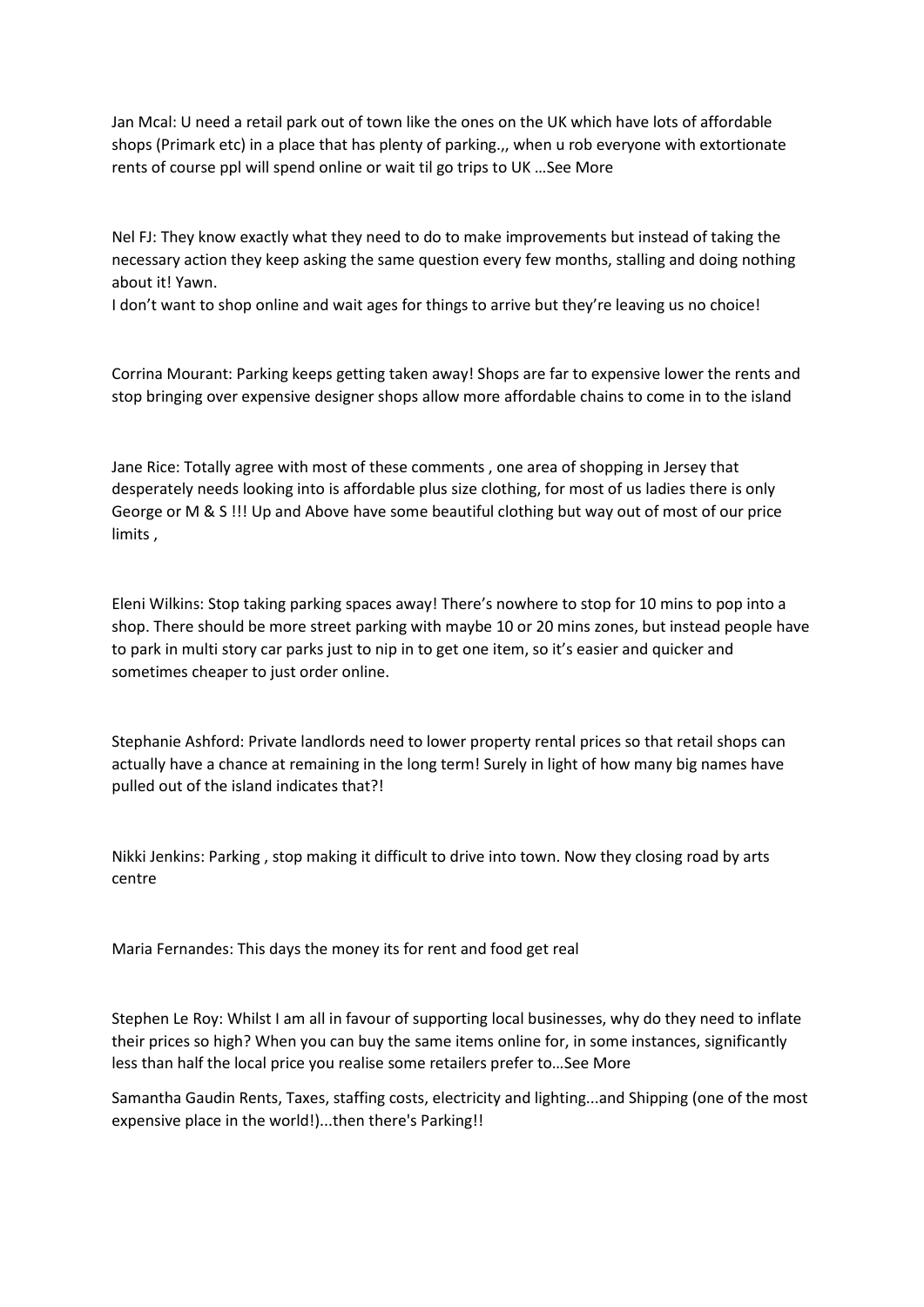Jan Mcal: U need a retail park out of town like the ones on the UK which have lots of affordable shops (Primark etc) in a place that has plenty of parking.,, when u rob everyone with extortionate rents of course ppl will spend online or wait til go trips to UK …See More

Nel FJ: They know exactly what they need to do to make improvements but instead of taking the necessary action they keep asking the same question every few months, stalling and doing nothing about it! Yawn.
I don't want to shop online and wait ages for things to arrive but they're leaving us no choice!

Corrina Mourant: Parking keeps getting taken away! Shops are far to expensive lower the rents and stop bringing over expensive designer shops allow more affordable chains to come in to the island

Jane Rice: Totally agree with most of these comments , one area of shopping in Jersey that desperately needs looking into is affordable plus size clothing, for most of us ladies there is only George or M & S !!! Up and Above have some beautiful clothing but way out of most of our price limits ,

Eleni Wilkins: Stop taking parking spaces away! There's nowhere to stop for 10 mins to pop into a shop. There should be more street parking with maybe 10 or 20 mins zones, but instead people have to park in multi story car parks just to nip in to get one item, so it's easier and quicker and sometimes cheaper to just order online.

Stephanie Ashford: Private landlords need to lower property rental prices so that retail shops can actually have a chance at remaining in the long term! Surely in light of how many big names have pulled out of the island indicates that?!

Nikki Jenkins: Parking , stop making it difficult to drive into town. Now they closing road by arts centre

Maria Fernandes: This days the money its for rent and food get real

Stephen Le Roy: Whilst I am all in favour of supporting local businesses, why do they need to inflate their prices so high? When you can buy the same items online for, in some instances, significantly less than half the local price you realise some retailers prefer to…See More

Samantha Gaudin Rents, Taxes, staffing costs, electricity and lighting...and Shipping (one of the most expensive place in the world!)...then there's Parking!!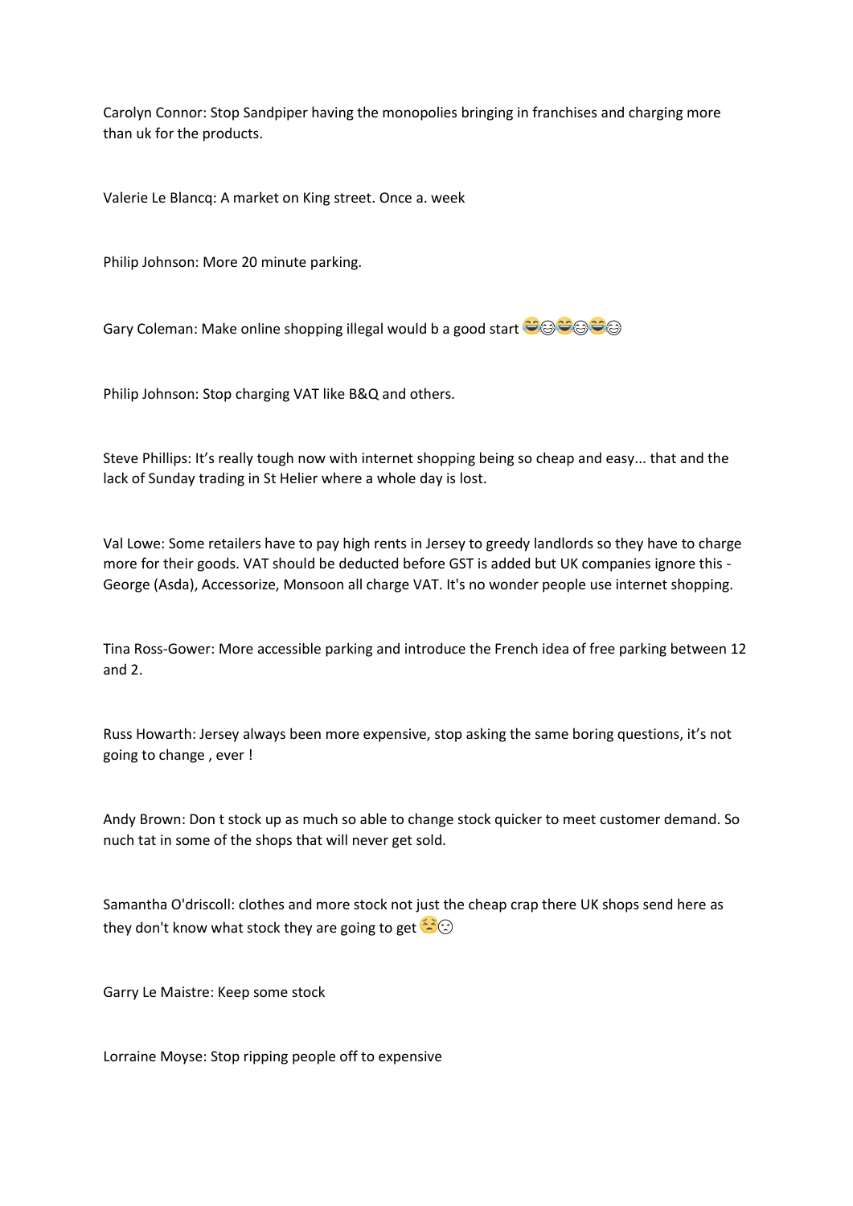Carolyn Connor: Stop Sandpiper having the monopolies bringing in franchises and charging more than uk for the products.

Valerie Le Blancq: A market on King street. Once a. week

Philip Johnson: More 20 minute parking.

Gary Coleman: Make online shopping illegal would b a good start 😂😊😂😊😂😊

Philip Johnson: Stop charging VAT like B&Q and others.

Steve Phillips: It's really tough now with internet shopping being so cheap and easy... that and the lack of Sunday trading in St Helier where a whole day is lost.

Val Lowe: Some retailers have to pay high rents in Jersey to greedy landlords so they have to charge more for their goods. VAT should be deducted before GST is added but UK companies ignore this - George (Asda), Accessorize, Monsoon all charge VAT. It's no wonder people use internet shopping.

Tina Ross-Gower: More accessible parking and introduce the French idea of free parking between 12 and 2.

Russ Howarth: Jersey always been more expensive, stop asking the same boring questions, it's not going to change , ever !

Andy Brown: Don t stock up as much so able to change stock quicker to meet customer demand. So nuch tat in some of the shops that will never get sold.

Samantha O'driscoll: clothes and more stock not just the cheap crap there UK shops send here as they don't know what stock they are going to get 😣☹

Garry Le Maistre: Keep some stock

Lorraine Moyse: Stop ripping people off to expensive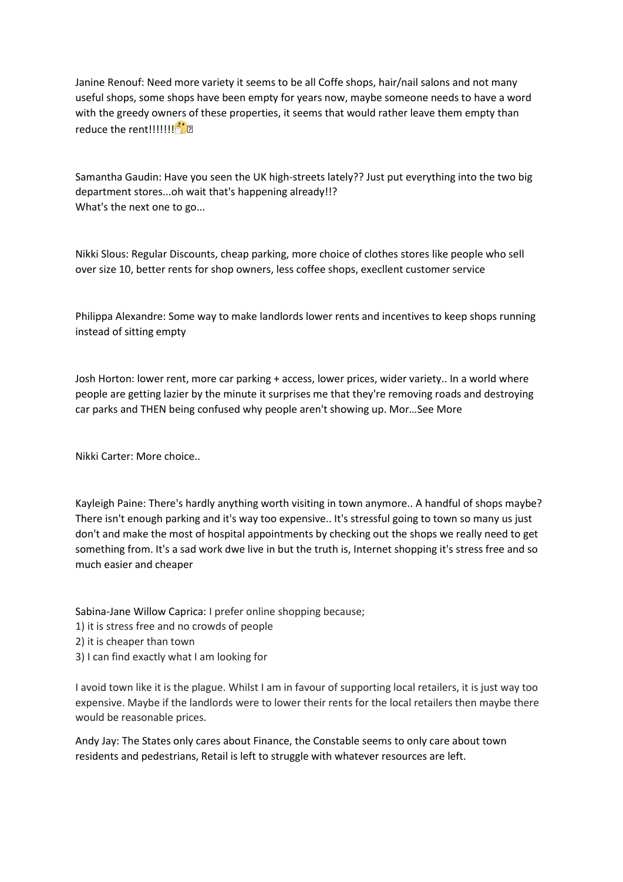Janine Renouf: Need more variety it seems to be all Coffe shops, hair/nail salons and not many useful shops, some shops have been empty for years now, maybe someone needs to have a word with the greedy owners of these properties, it seems that would rather leave them empty than reduce the rent!!!!!!! 🤔

Samantha Gaudin: Have you seen the UK high-streets lately?? Just put everything into the two big department stores...oh wait that's happening already!!?
What's the next one to go...

Nikki Slous: Regular Discounts, cheap parking, more choice of clothes stores like people who sell over size 10, better rents for shop owners, less coffee shops, execllent customer service

Philippa Alexandre: Some way to make landlords lower rents and incentives to keep shops running instead of sitting empty

Josh Horton: lower rent, more car parking + access, lower prices, wider variety.. In a world where people are getting lazier by the minute it surprises me that they're removing roads and destroying car parks and THEN being confused why people aren't showing up. Mor…See More

Nikki Carter: More choice..

Kayleigh Paine: There's hardly anything worth visiting in town anymore.. A handful of shops maybe? There isn't enough parking and it's way too expensive.. It's stressful going to town so many us just don't and make the most of hospital appointments by checking out the shops we really need to get something from. It's a sad work dwe live in but the truth is, Internet shopping it's stress free and so much easier and cheaper

Sabina-Jane Willow Caprica: I prefer online shopping because;
1) it is stress free and no crowds of people
2) it is cheaper than town
3) I can find exactly what I am looking for

I avoid town like it is the plague. Whilst I am in favour of supporting local retailers, it is just way too expensive. Maybe if the landlords were to lower their rents for the local retailers then maybe there would be reasonable prices.

Andy Jay: The States only cares about Finance, the Constable seems to only care about town residents and pedestrians, Retail is left to struggle with whatever resources are left.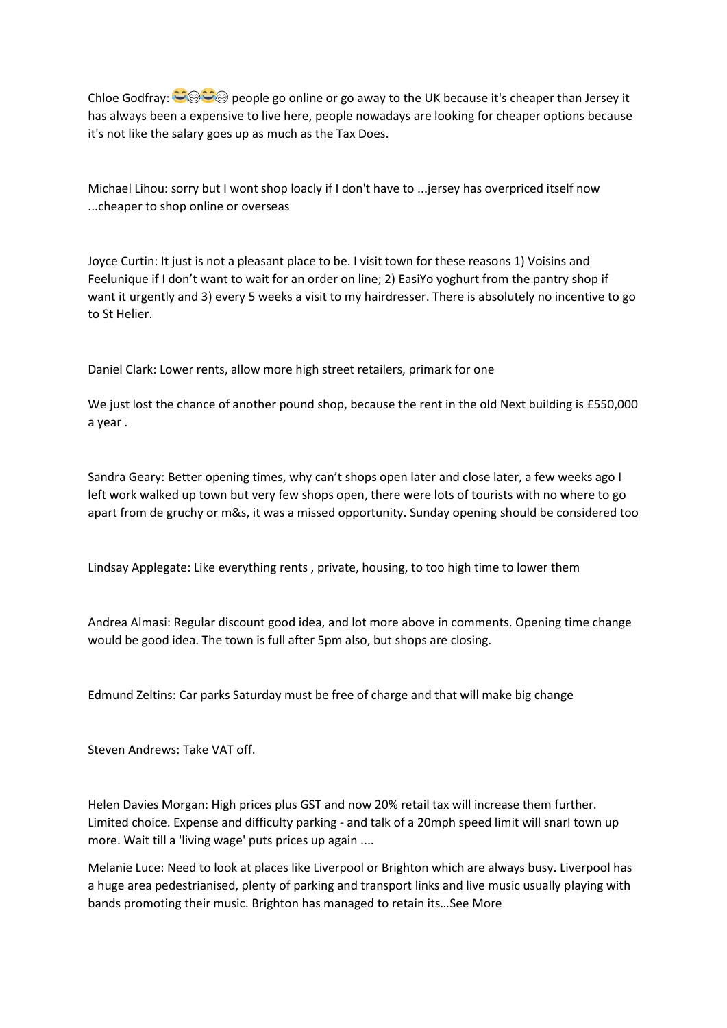Chloe Godfray: 😂😊😂😊 people go online or go away to the UK because it's cheaper than Jersey it has always been a expensive to live here, people nowadays are looking for cheaper options because it's not like the salary goes up as much as the Tax Does.

Michael Lihou: sorry but I wont shop loacly if I don't have to ...jersey has overpriced itself now ...cheaper to shop online or overseas

Joyce Curtin: It just is not a pleasant place to be. I visit town for these reasons 1) Voisins and Feelunique if I don't want to wait for an order on line; 2) EasiYo yoghurt from the pantry shop if want it urgently and 3) every 5 weeks a visit to my hairdresser. There is absolutely no incentive to go to St Helier.

Daniel Clark: Lower rents, allow more high street retailers, primark for one

We just lost the chance of another pound shop, because the rent in the old Next building is £550,000 a year .

Sandra Geary: Better opening times, why can't shops open later and close later, a few weeks ago I left work walked up town but very few shops open, there were lots of tourists with no where to go apart from de gruchy or m&s, it was a missed opportunity. Sunday opening should be considered too

Lindsay Applegate: Like everything rents , private, housing, to too high time to lower them

Andrea Almasi: Regular discount good idea, and lot more above in comments. Opening time change would be good idea. The town is full after 5pm also, but shops are closing.

Edmund Zeltins: Car parks Saturday must be free of charge and that will make big change

Steven Andrews: Take VAT off.

Helen Davies Morgan: High prices plus GST and now 20% retail tax will increase them further. Limited choice. Expense and difficulty parking - and talk of a 20mph speed limit will snarl town up more. Wait till a 'living wage' puts prices up again ....

Melanie Luce: Need to look at places like Liverpool or Brighton which are always busy. Liverpool has a huge area pedestrianised, plenty of parking and transport links and live music usually playing with bands promoting their music. Brighton has managed to retain its…See More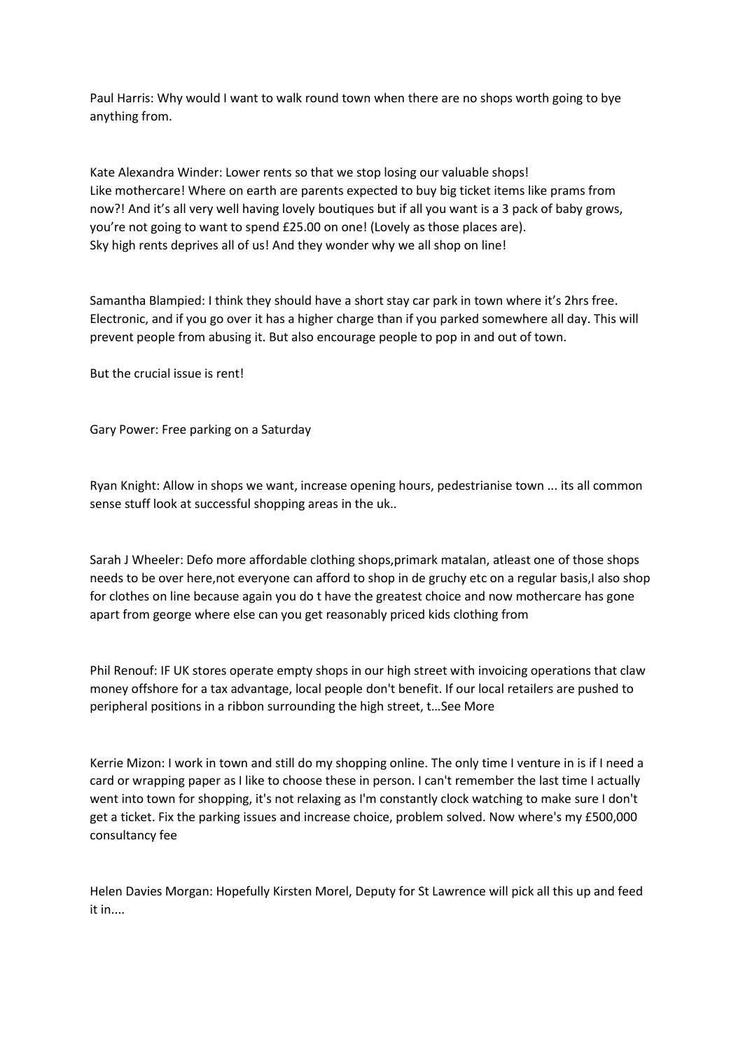Paul Harris: Why would I want to walk round town when there are no shops worth going to bye anything from.

Kate Alexandra Winder: Lower rents so that we stop losing our valuable shops!
Like mothercare! Where on earth are parents expected to buy big ticket items like prams from now?! And it's all very well having lovely boutiques but if all you want is a 3 pack of baby grows, you're not going to want to spend £25.00 on one! (Lovely as those places are).
Sky high rents deprives all of us! And they wonder why we all shop on line!

Samantha Blampied: I think they should have a short stay car park in town where it's 2hrs free. Electronic, and if you go over it has a higher charge than if you parked somewhere all day. This will prevent people from abusing it. But also encourage people to pop in and out of town.

But the crucial issue is rent!

Gary Power: Free parking on a Saturday

Ryan Knight: Allow in shops we want, increase opening hours, pedestrianise town ... its all common sense stuff look at successful shopping areas in the uk..

Sarah J Wheeler: Defo more affordable clothing shops,primark matalan, atleast one of those shops needs to be over here,not everyone can afford to shop in de gruchy etc on a regular basis,I also shop for clothes on line because again you do t have the greatest choice and now mothercare has gone apart from george where else can you get reasonably priced kids clothing from

Phil Renouf: IF UK stores operate empty shops in our high street with invoicing operations that claw money offshore for a tax advantage, local people don't benefit. If our local retailers are pushed to peripheral positions in a ribbon surrounding the high street, t…See More

Kerrie Mizon: I work in town and still do my shopping online. The only time I venture in is if I need a card or wrapping paper as I like to choose these in person. I can't remember the last time I actually went into town for shopping, it's not relaxing as I'm constantly clock watching to make sure I don't get a ticket. Fix the parking issues and increase choice, problem solved. Now where's my £500,000 consultancy fee

Helen Davies Morgan: Hopefully Kirsten Morel, Deputy for St Lawrence will pick all this up and feed it in....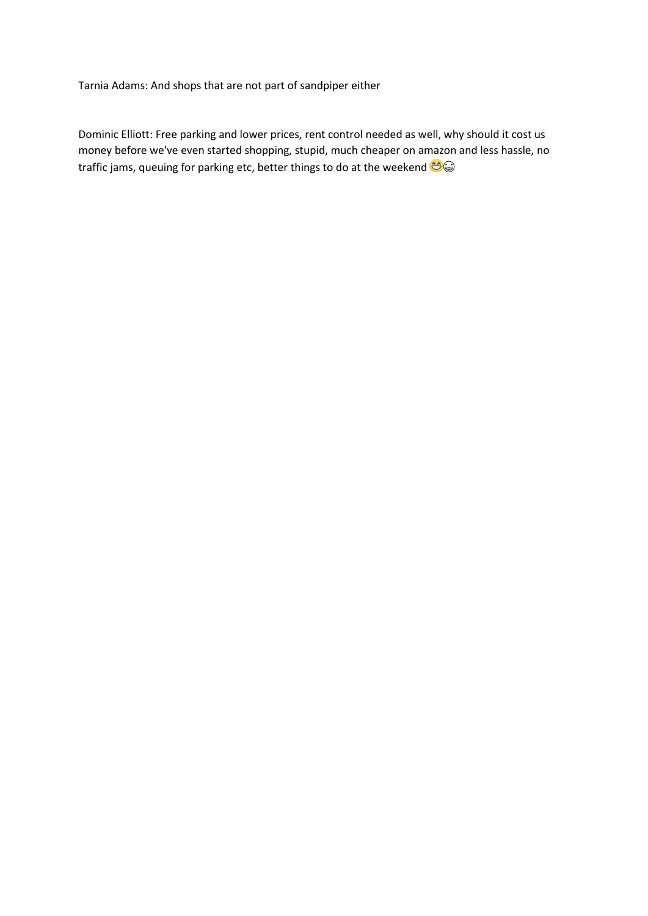Tarnia Adams: And shops that are not part of sandpiper either

Dominic Elliott: Free parking and lower prices, rent control needed as well, why should it cost us money before we've even started shopping, stupid, much cheaper on amazon and less hassle, no traffic jams, queuing for parking etc, better things to do at the weekend 😁😁